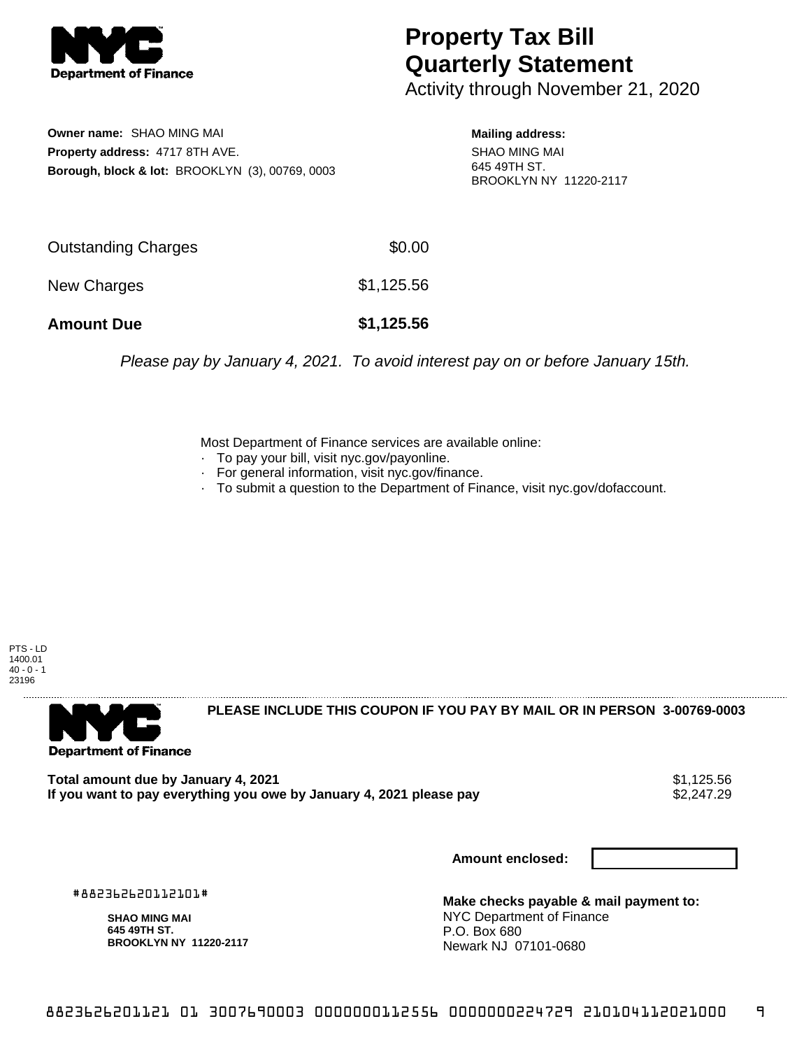# Property Tax Bill Quarterly Statement

Activity through November 21, 2020

**Owner name:** SHAO MING MAI
**Property address:** 4717 8TH AVE.
**Borough, block & lot:** BROOKLYN (3), 00769, 0003

**Mailing address:**
SHAO MING MAI
645 49TH ST.
BROOKLYN NY 11220-2117

| | |
|---|---|
| Outstanding Charges | $0.00 |
| New Charges | $1,125.56 |
| **Amount Due** | **$1,125.56** |

*Please pay by January 4, 2021. To avoid interest pay on or before January 15th.*

Most Department of Finance services are available online:
- To pay your bill, visit nyc.gov/payonline.
- For general information, visit nyc.gov/finance.
- To submit a question to the Department of Finance, visit nyc.gov/dofaccount.

PTS - LD
1400.01
40 - 0 - 1
23196

**PLEASE INCLUDE THIS COUPON IF YOU PAY BY MAIL OR IN PERSON 3-00769-0003**

| | |
|---|---|
| **Total amount due by January 4, 2021** | $1,125.56 |
| **If you want to pay everything you owe by January 4, 2021 please pay** | $2,247.29 |

**Amount enclosed:**

#882362620112101#

**SHAO MING MAI**
**645 49TH ST.**
**BROOKLYN NY 11220-2117**

**Make checks payable & mail payment to:**
NYC Department of Finance
P.O. Box 680
Newark NJ 07101-0680

8823626201121 01 3007690003 0000000112556 0000000224729 210104112021000 9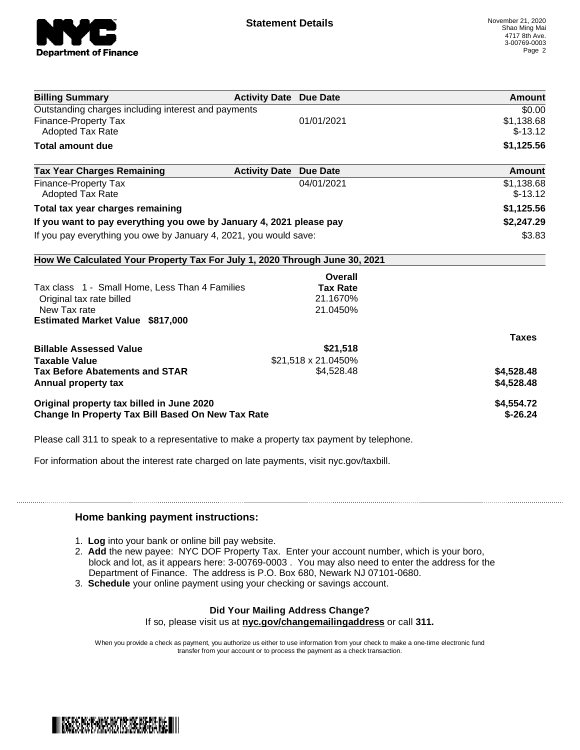# Statement Details

November 21, 2020
Shao Ming Mai
4717 8th Ave.
3-00769-0003

| Billing Summary | Activity Date | Due Date | Amount |
|---|---|---|---|
| Outstanding charges including interest and payments | | | $0.00 |
| Finance-Property Tax | | 01/01/2021 | $1,138.68 |
| Adopted Tax Rate | | | $-13.12 |
| **Total amount due** | | | **$1,125.56** |

| Tax Year Charges Remaining | Activity Date | Due Date | Amount |
|---|---|---|---|
| Finance-Property Tax | | 04/01/2021 | $1,138.68 |
| Adopted Tax Rate | | | $-13.12 |
| **Total tax year charges remaining** | | | **$1,125.56** |
| **If you want to pay everything you owe by January 4, 2021 please pay** | | | **$2,247.29** |
| If you pay everything you owe by January 4, 2021, you would save: | | | $3.83 |

**How We Calculated Your Property Tax For July 1, 2020 Through June 30, 2021**

| | Overall Tax Rate | |
|---|---|---|
| Tax class 1 - Small Home, Less Than 4 Families | | |
| Original tax rate billed | 21.1670% | |
| New Tax rate | 21.0450% | |
| **Estimated Market Value $817,000** | | |
| | | **Taxes** |
| **Billable Assessed Value** | **$21,518** | |
| **Taxable Value** | $21,518 x 21.0450% | |
| **Tax Before Abatements and STAR** | $4,528.48 | **$4,528.48** |
| **Annual property tax** | | **$4,528.48** |
| **Original property tax billed in June 2020** | | **$4,554.72** |
| **Change In Property Tax Bill Based On New Tax Rate** | | **$-26.24** |

Please call 311 to speak to a representative to make a property tax payment by telephone.

For information about the interest rate charged on late payments, visit nyc.gov/taxbill.

### Home banking payment instructions:

1. **Log** into your bank or online bill pay website.
2. **Add** the new payee: NYC DOF Property Tax. Enter your account number, which is your boro, block and lot, as it appears here: 3-00769-0003 . You may also need to enter the address for the Department of Finance. The address is P.O. Box 680, Newark NJ 07101-0680.
3. **Schedule** your online payment using your checking or savings account.

**Did Your Mailing Address Change?**
If so, please visit us at **nyc.gov/changemailingaddress** or call **311.**

When you provide a check as payment, you authorize us either to use information from your check to make a one-time electronic fund transfer from your account or to process the payment as a check transaction.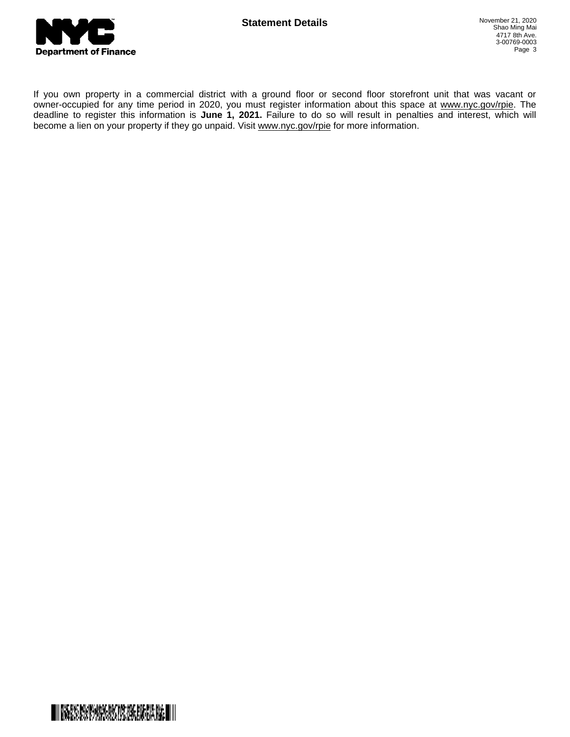If you own property in a commercial district with a ground floor or second floor storefront unit that was vacant or owner-occupied for any time period in 2020, you must register information about this space at www.nyc.gov/rpie. The deadline to register this information is **June 1, 2021.** Failure to do so will result in penalties and interest, which will become a lien on your property if they go unpaid. Visit www.nyc.gov/rpie for more information.